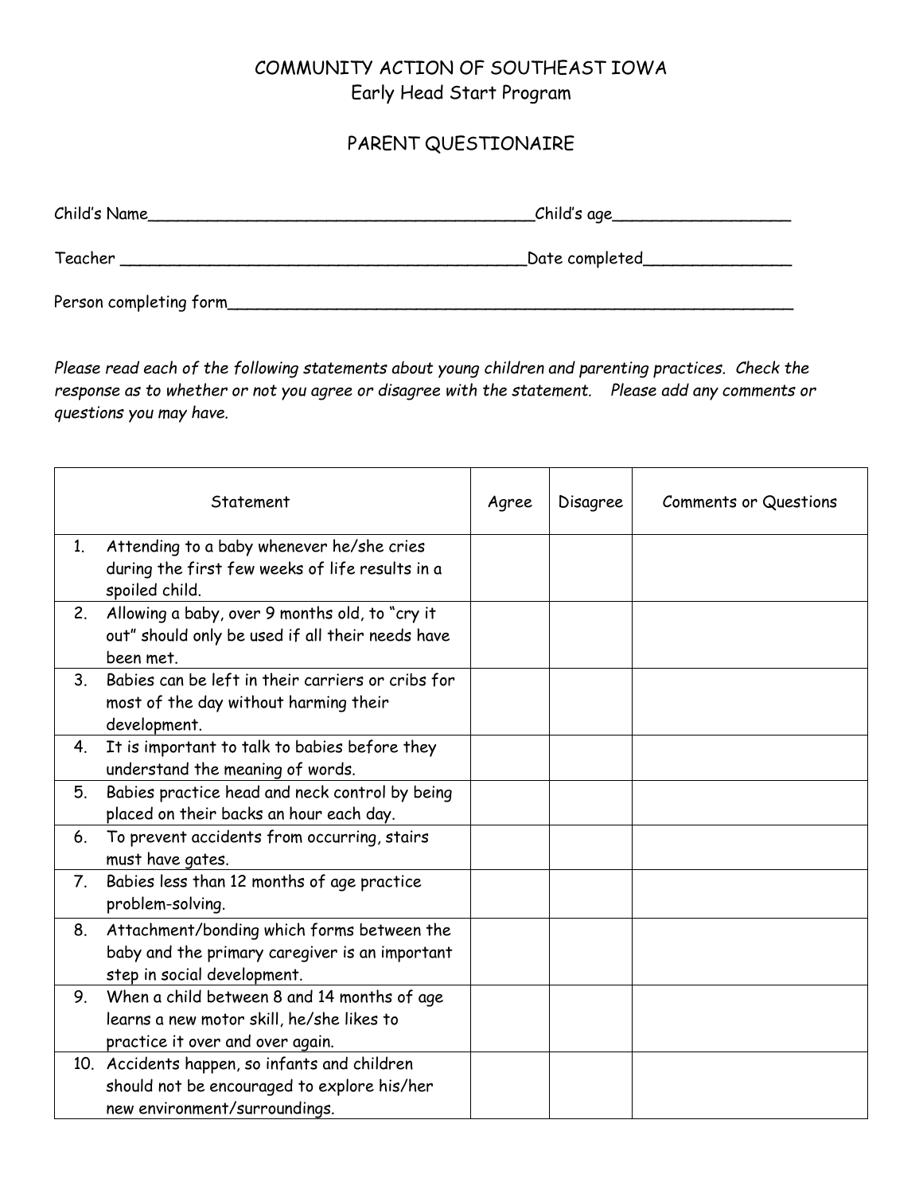COMMUNITY ACTION OF SOUTHEAST IOWA
Early Head Start Program

PARENT QUESTIONAIRE

Child's Name________________________________________Child's age__________________

Teacher __________________________________________Date completed_______________

Person completing form___________________________________________________________

*Please read each of the following statements about young children and parenting practices. Check the response as to whether or not you agree or disagree with the statement. Please add any comments or questions you may have.*

| Statement | Agree | Disagree | Comments or Questions |
|---|---|---|---|
| 1. Attending to a baby whenever he/she cries during the first few weeks of life results in a spoiled child. | | | |
| 2. Allowing a baby, over 9 months old, to "cry it out" should only be used if all their needs have been met. | | | |
| 3. Babies can be left in their carriers or cribs for most of the day without harming their development. | | | |
| 4. It is important to talk to babies before they understand the meaning of words. | | | |
| 5. Babies practice head and neck control by being placed on their backs an hour each day. | | | |
| 6. To prevent accidents from occurring, stairs must have gates. | | | |
| 7. Babies less than 12 months of age practice problem-solving. | | | |
| 8. Attachment/bonding which forms between the baby and the primary caregiver is an important step in social development. | | | |
| 9. When a child between 8 and 14 months of age learns a new motor skill, he/she likes to practice it over and over again. | | | |
| 10. Accidents happen, so infants and children should not be encouraged to explore his/her new environment/surroundings. | | | |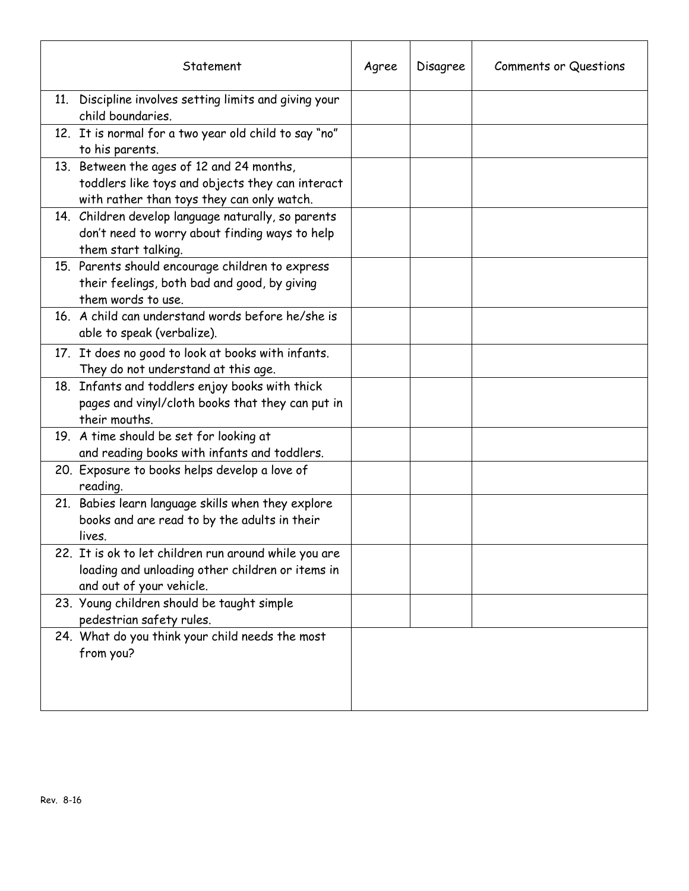| Statement | Agree | Disagree | Comments or Questions |
|---|---|---|---|
| 11. Discipline involves setting limits and giving your child boundaries. | | | |
| 12. It is normal for a two year old child to say "no" to his parents. | | | |
| 13. Between the ages of 12 and 24 months, toddlers like toys and objects they can interact with rather than toys they can only watch. | | | |
| 14. Children develop language naturally, so parents don't need to worry about finding ways to help them start talking. | | | |
| 15. Parents should encourage children to express their feelings, both bad and good, by giving them words to use. | | | |
| 16. A child can understand words before he/she is able to speak (verbalize). | | | |
| 17. It does no good to look at books with infants. They do not understand at this age. | | | |
| 18. Infants and toddlers enjoy books with thick pages and vinyl/cloth books that they can put in their mouths. | | | |
| 19. A time should be set for looking at and reading books with infants and toddlers. | | | |
| 20. Exposure to books helps develop a love of reading. | | | |
| 21. Babies learn language skills when they explore books and are read to by the adults in their lives. | | | |
| 22. It is ok to let children run around while you are loading and unloading other children or items in and out of your vehicle. | | | |
| 23. Young children should be taught simple pedestrian safety rules. | | | |
| 24. What do you think your child needs the most from you? | | | |

Rev. 8-16